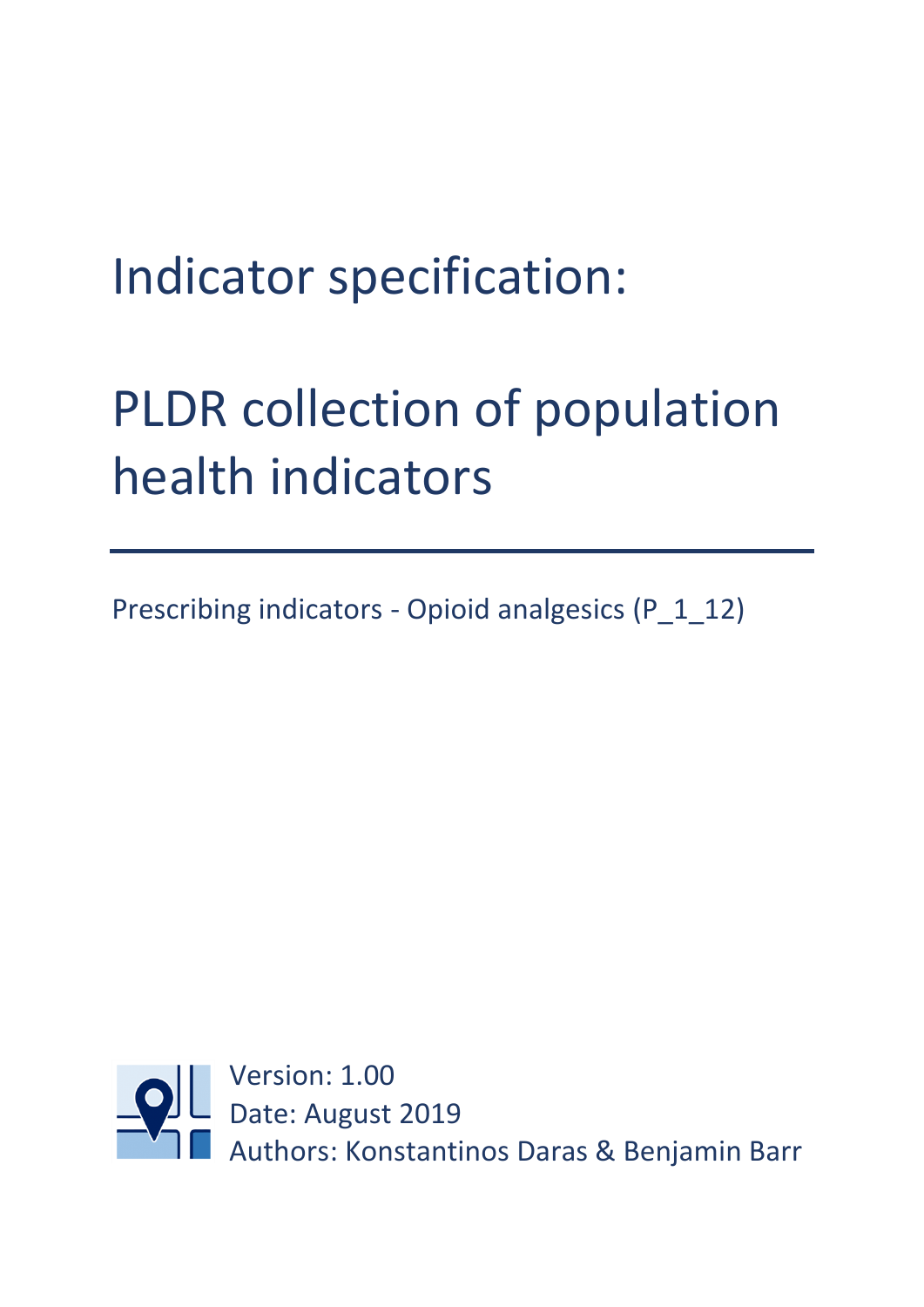# Indicator specification:

# PLDR collection of population health indicators

Prescribing indicators - Opioid analgesics (P_1_12)

Version: 1.00
Date: August 2019
Authors: Konstantinos Daras & Benjamin Barr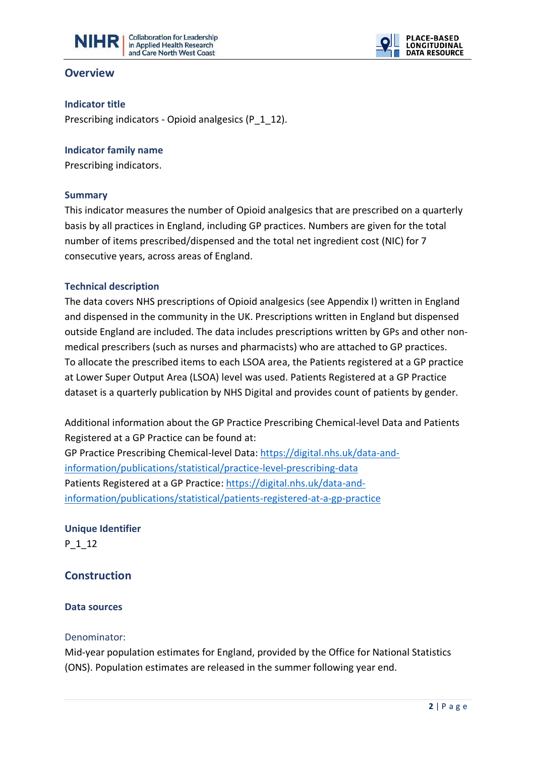## Overview

### Indicator title

Prescribing indicators - Opioid analgesics (P_1_12).

### Indicator family name

Prescribing indicators.

### Summary

This indicator measures the number of Opioid analgesics that are prescribed on a quarterly basis by all practices in England, including GP practices. Numbers are given for the total number of items prescribed/dispensed and the total net ingredient cost (NIC) for 7 consecutive years, across areas of England.

### Technical description

The data covers NHS prescriptions of Opioid analgesics (see Appendix I) written in England and dispensed in the community in the UK. Prescriptions written in England but dispensed outside England are included. The data includes prescriptions written by GPs and other non-medical prescribers (such as nurses and pharmacists) who are attached to GP practices. To allocate the prescribed items to each LSOA area, the Patients registered at a GP practice at Lower Super Output Area (LSOA) level was used. Patients Registered at a GP Practice dataset is a quarterly publication by NHS Digital and provides count of patients by gender.

Additional information about the GP Practice Prescribing Chemical-level Data and Patients Registered at a GP Practice can be found at:
GP Practice Prescribing Chemical-level Data: https://digital.nhs.uk/data-and-information/publications/statistical/practice-level-prescribing-data
Patients Registered at a GP Practice: https://digital.nhs.uk/data-and-information/publications/statistical/patients-registered-at-a-gp-practice

### Unique Identifier

P_1_12

## Construction

### Data sources

#### Denominator:

Mid-year population estimates for England, provided by the Office for National Statistics (ONS). Population estimates are released in the summer following year end.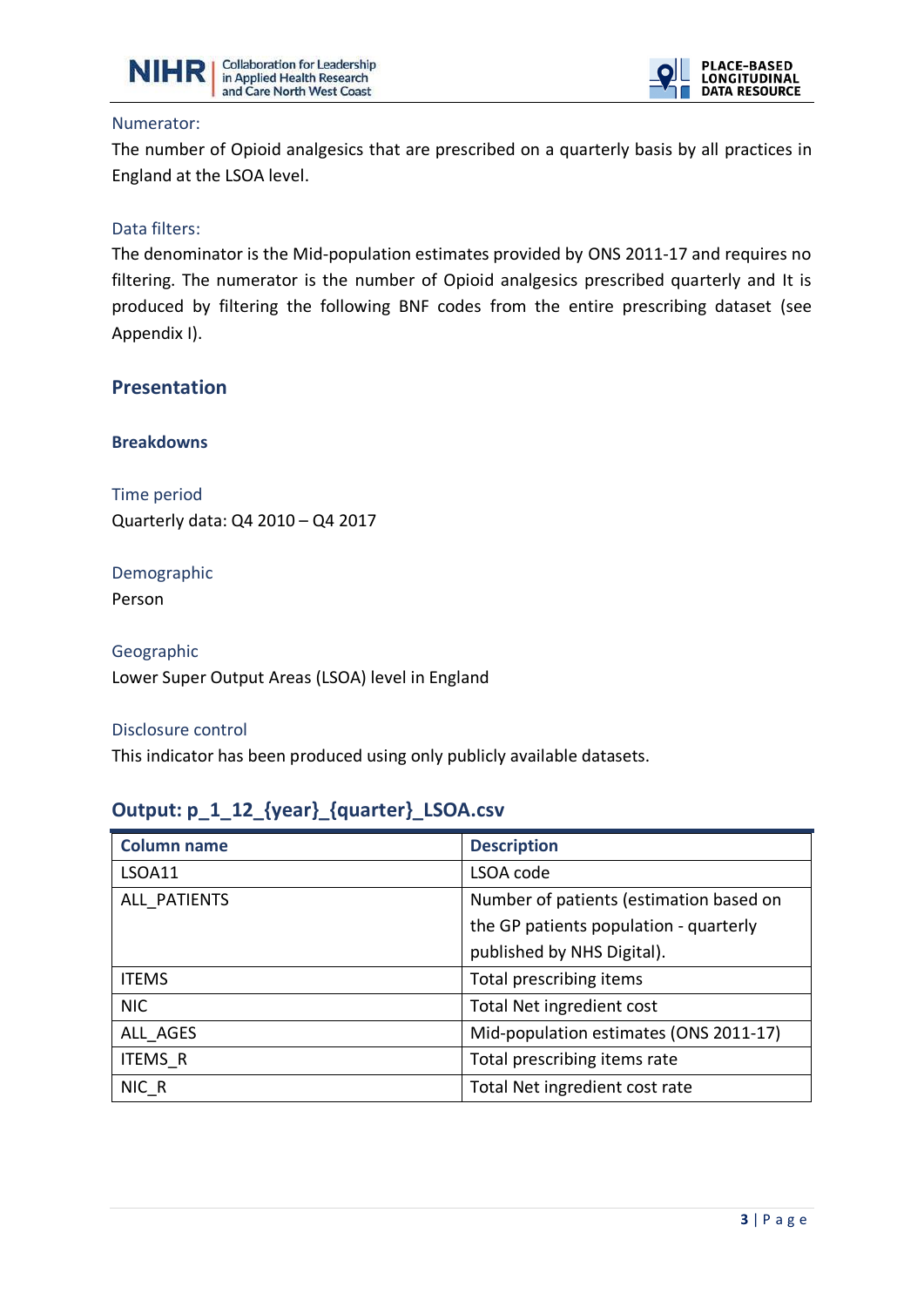#### Numerator:

The number of Opioid analgesics that are prescribed on a quarterly basis by all practices in England at the LSOA level.

#### Data filters:

The denominator is the Mid-population estimates provided by ONS 2011-17 and requires no filtering. The numerator is the number of Opioid analgesics prescribed quarterly and It is produced by filtering the following BNF codes from the entire prescribing dataset (see Appendix I).

## Presentation

### Breakdowns

#### Time period

Quarterly data: Q4 2010 – Q4 2017

#### Demographic

Person

#### Geographic

Lower Super Output Areas (LSOA) level in England

#### Disclosure control

This indicator has been produced using only publicly available datasets.

## Output: p_1_12_{year}_{quarter}_LSOA.csv

| Column name | Description |
|---|---|
| LSOA11 | LSOA code |
| ALL_PATIENTS | Number of patients (estimation based on the GP patients population - quarterly published by NHS Digital). |
| ITEMS | Total prescribing items |
| NIC | Total Net ingredient cost |
| ALL_AGES | Mid-population estimates (ONS 2011-17) |
| ITEMS_R | Total prescribing items rate |
| NIC_R | Total Net ingredient cost rate |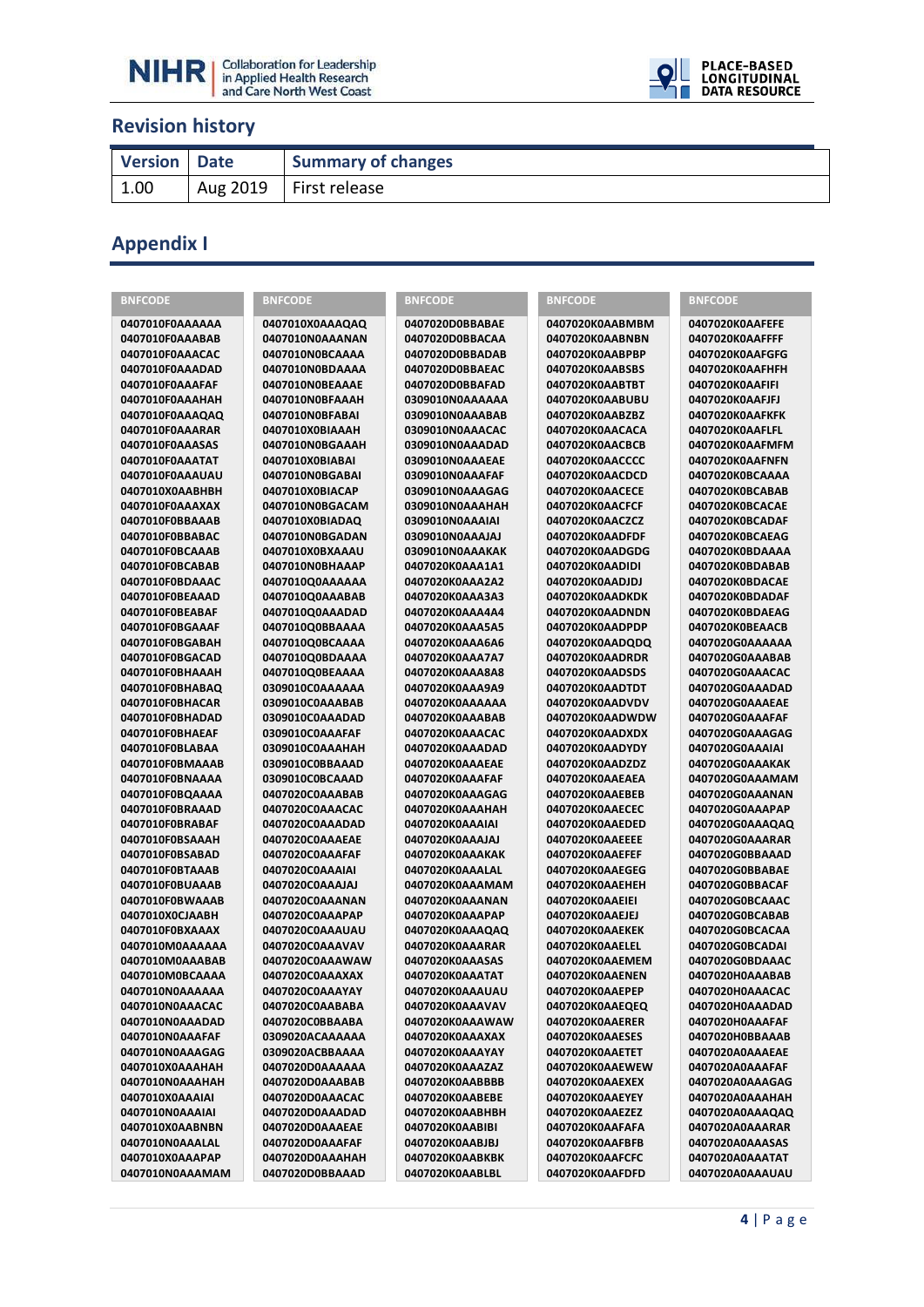## Revision history

| Version | Date | Summary of changes |
| --- | --- | --- |
| 1.00 | Aug 2019 | First release |

## Appendix I

| BNFCODE | BNFCODE | BNFCODE | BNFCODE | BNFCODE |
| --- | --- | --- | --- | --- |
| 0407010F0AAAAAA | 0407010X0AAAQAQ | 0407020D0BBABAE | 0407020K0AABMBM | 0407020K0AAFEFE |
| 0407010F0AAABAB | 0407010N0AAANAN | 0407020D0BBACAA | 0407020K0AABNBN | 0407020K0AAFFFF |
| 0407010F0AAACAC | 0407010N0BCAAAA | 0407020D0BBADAB | 0407020K0AABPBP | 0407020K0AAFGFG |
| 0407010F0AAADAD | 0407010N0BDAAAA | 0407020D0BBAEAC | 0407020K0AABSBS | 0407020K0AAFHFH |
| 0407010F0AAAFAF | 0407010N0BEAAAE | 0407020D0BBAFAD | 0407020K0AABTBT | 0407020K0AAFIFI |
| 0407010F0AAAHAH | 0407010N0BFAAAH | 0309010N0AAAAAA | 0407020K0AABUBU | 0407020K0AAFJFJ |
| 0407010F0AAAQAQ | 0407010N0BFABAI | 0309010N0AAABAB | 0407020K0AABZBZ | 0407020K0AAFKFK |
| 0407010F0AAARAR | 0407010X0BIAAAH | 0309010N0AAACAC | 0407020K0AACACA | 0407020K0AAFLFL |
| 0407010F0AAASAS | 0407010N0BGAAAH | 0309010N0AAADAD | 0407020K0AACBCB | 0407020K0AAFMFM |
| 0407010F0AAATAT | 0407010X0BIABAI | 0309010N0AAAEAE | 0407020K0AACCCC | 0407020K0AAFNFN |
| 0407010F0AAAUAU | 0407010N0BGABAI | 0309010N0AAAFAF | 0407020K0AACDCD | 0407020K0BCAAAA |
| 0407010X0AABHBH | 0407010X0BIACAP | 0309010N0AAAGAG | 0407020K0AACECE | 0407020K0BCABAB |
| 0407010F0AAAXAX | 0407010N0BGACAM | 0309010N0AAAHAH | 0407020K0AACFCF | 0407020K0BCACAE |
| 0407010F0BBAAAB | 0407010X0BIADAQ | 0309010N0AAAIAI | 0407020K0AACZCZ | 0407020K0BCADAF |
| 0407010F0BBABAC | 0407010N0BGADAN | 0309010N0AAAJAJ | 0407020K0AADFDF | 0407020K0BCAEAG |
| 0407010F0BCAAAB | 0407010X0BXAAAU | 0309010N0AAAKAK | 0407020K0AADGDG | 0407020K0BDAAAA |
| 0407010F0BCABAB | 0407010N0BHAAAP | 0407020K0AAA1A1 | 0407020K0AADIDI | 0407020K0BDABAB |
| 0407010F0BDAAAC | 0407010Q0AAAAAA | 0407020K0AAA2A2 | 0407020K0AADJDJ | 0407020K0BDACAE |
| 0407010F0BEAAAD | 0407010Q0AAABAB | 0407020K0AAA3A3 | 0407020K0AADKDK | 0407020K0BDADAF |
| 0407010F0BEABAF | 0407010Q0AAADAD | 0407020K0AAA4A4 | 0407020K0AADNDN | 0407020K0BDAEAG |
| 0407010F0BGAAAF | 0407010Q0BBAAAA | 0407020K0AAA5A5 | 0407020K0AADPDP | 0407020K0BEAACB |
| 0407010F0BGABAH | 0407010Q0BCAAAA | 0407020K0AAA6A6 | 0407020K0AADQDQ | 0407020G0AAAAAA |
| 0407010F0BGACAD | 0407010Q0BDAAAA | 0407020K0AAA7A7 | 0407020K0AADRDR | 0407020G0AAABAB |
| 0407010F0BHAAAH | 0407010Q0BEAAAA | 0407020K0AAA8A8 | 0407020K0AADSDS | 0407020G0AAACAC |
| 0407010F0BHABAQ | 0309010C0AAAAAA | 0407020K0AAA9A9 | 0407020K0AADTDT | 0407020G0AAADAD |
| 0407010F0BHACAR | 0309010C0AAABAB | 0407020K0AAAAAA | 0407020K0AADVDV | 0407020G0AAAEAE |
| 0407010F0BHADAD | 0309010C0AAADAD | 0407020K0AAABAB | 0407020K0AADWDW | 0407020G0AAAFAF |
| 0407010F0BHAEAF | 0309010C0AAAFAF | 0407020K0AAACAC | 0407020K0AADXDX | 0407020G0AAAGAG |
| 0407010F0BLABAA | 0309010C0AAAHAH | 0407020K0AAADAD | 0407020K0AADYDY | 0407020G0AAAIAI |
| 0407010F0BMAAAB | 0309010C0BBAAAD | 0407020K0AAAEAE | 0407020K0AADZDZ | 0407020G0AAAKAK |
| 0407010F0BNAAAA | 0309010C0BCAAAD | 0407020K0AAAFAF | 0407020K0AAEAEA | 0407020G0AAAMAM |
| 0407010F0BQAAAA | 0407020C0AAABAB | 0407020K0AAAGAG | 0407020K0AAEBEB | 0407020G0AAANAN |
| 0407010F0BRAAAD | 0407020C0AAACAC | 0407020K0AAAHAH | 0407020K0AAECEC | 0407020G0AAAPAP |
| 0407010F0BRABAF | 0407020C0AAADAD | 0407020K0AAAIAI | 0407020K0AAEDED | 0407020G0AAAQAQ |
| 0407010F0BSAAAH | 0407020C0AAAEAE | 0407020K0AAAJAJ | 0407020K0AAEEEE | 0407020G0AAARAR |
| 0407010F0BSABAD | 0407020C0AAAFAF | 0407020K0AAAKAK | 0407020K0AAEFEF | 0407020G0BBAAAD |
| 0407010F0BTAAAB | 0407020C0AAAIAI | 0407020K0AAALAL | 0407020K0AAEGEG | 0407020G0BBABAE |
| 0407010F0BUAAAB | 0407020C0AAAJAJ | 0407020K0AAAMAM | 0407020K0AAEHEH | 0407020G0BBACAF |
| 0407010F0BWAAAB | 0407020C0AAANAN | 0407020K0AAANAN | 0407020K0AAEIEI | 0407020G0BCAAAC |
| 0407010X0CJAABH | 0407020C0AAAPAP | 0407020K0AAAPAP | 0407020K0AAEJEJ | 0407020G0BCABAB |
| 0407010F0BXAAAX | 0407020C0AAAUAU | 0407020K0AAAQAQ | 0407020K0AAEKEK | 0407020G0BCACAA |
| 0407010M0AAAAAA | 0407020C0AAAVAV | 0407020K0AAARAR | 0407020K0AAELEL | 0407020G0BCADAI |
| 0407010M0AAABAB | 0407020C0AAAWAW | 0407020K0AAASAS | 0407020K0AAEMEM | 0407020G0BDAAAC |
| 0407010M0BCAAAA | 0407020C0AAAXAX | 0407020K0AAATAT | 0407020K0AAENEN | 0407020H0AAABAB |
| 0407010N0AAAAAA | 0407020C0AAAYAY | 0407020K0AAAUAU | 0407020K0AAEPEP | 0407020H0AAACAC |
| 0407010N0AAACAC | 0407020C0AABABA | 0407020K0AAAVAV | 0407020K0AAEQEQ | 0407020H0AAADAD |
| 0407010N0AAADAD | 0407020C0BBAABA | 0407020K0AAAWAW | 0407020K0AAERER | 0407020H0AAAFAF |
| 0407010N0AAAFAF | 0309020ACAAAAAA | 0407020K0AAAXAX | 0407020K0AAESES | 0407020H0BBAAAB |
| 0407010N0AAAGAG | 0309020ACBBAAAA | 0407020K0AAAYAY | 0407020K0AAETET | 0407020A0AAAEAE |
| 0407010X0AAAHAH | 0407020D0AAAAAA | 0407020K0AAAZAZ | 0407020K0AAEWEW | 0407020A0AAAFAF |
| 0407010N0AAAHAH | 0407020D0AAABAB | 0407020K0AABBBB | 0407020K0AAEXEX | 0407020A0AAAGAG |
| 0407010X0AAAIAI | 0407020D0AAACAC | 0407020K0AABEBE | 0407020K0AAEYEY | 0407020A0AAAHAH |
| 0407010N0AAAIAI | 0407020D0AAADAD | 0407020K0AABHBH | 0407020K0AAEZEZ | 0407020A0AAAQAQ |
| 0407010X0AABNBN | 0407020D0AAAEAE | 0407020K0AABIBI | 0407020K0AAFAFA | 0407020A0AAARAR |
| 0407010N0AAALAL | 0407020D0AAAFAF | 0407020K0AABJBJ | 0407020K0AAFBFB | 0407020A0AAASAS |
| 0407010X0AAAPAP | 0407020D0AAAHAH | 0407020K0AABKBK | 0407020K0AAFCFC | 0407020A0AAATAT |
| 0407010N0AAAMAM | 0407020D0BBAAAD | 0407020K0AABLBL | 0407020K0AAFDFD | 0407020A0AAAUAU |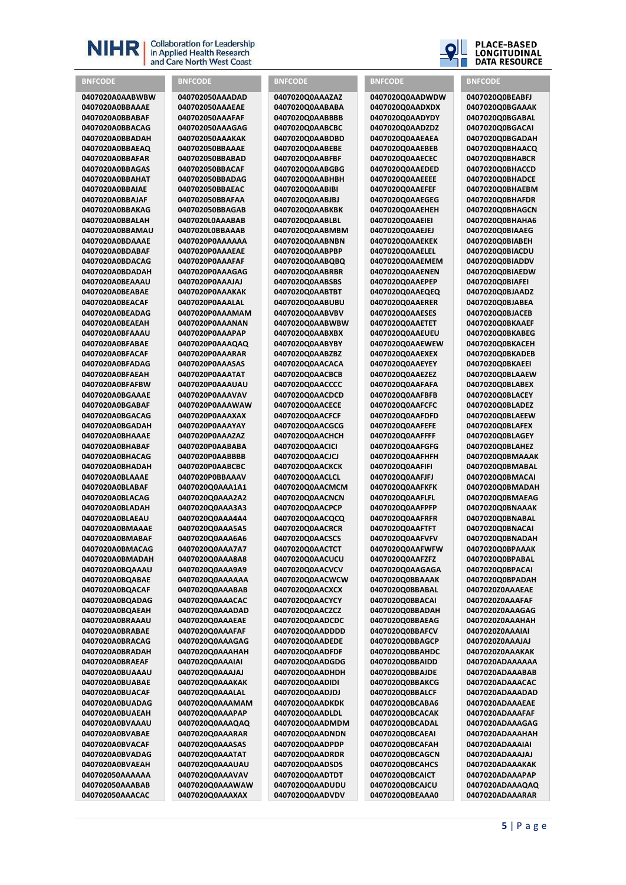| BNFCODE |
| --- |
| 0407020A0AABWBW |
| 0407020A0BBAAAE |
| 0407020A0BBABAF |
| 0407020A0BBACAG |
| 0407020A0BBADAH |
| 0407020A0BBAEAQ |
| 0407020A0BBAFAR |
| 0407020A0BBAGAS |
| 0407020A0BBAHAT |
| 0407020A0BBAIAE |
| 0407020A0BBAJAF |
| 0407020A0BBAKAG |
| 0407020A0BBALAH |
| 0407020A0BBAMAU |
| 0407020A0BDAAAE |
| 0407020A0BDABAF |
| 0407020A0BDACAG |
| 0407020A0BDADAH |
| 0407020A0BEAAAU |
| 0407020A0BEABAE |
| 0407020A0BEACAF |
| 0407020A0BEADAG |
| 0407020A0BEAEAH |
| 0407020A0BFAAAU |
| 0407020A0BFABAE |
| 0407020A0BFACAF |
| 0407020A0BFADAG |
| 0407020A0BFAEAH |
| 0407020A0BFAFBW |
| 0407020A0BGAAAE |
| 0407020A0BGABAF |
| 0407020A0BGACAG |
| 0407020A0BGADAH |
| 0407020A0BHAAAE |
| 0407020A0BHABAF |
| 0407020A0BHACAG |
| 0407020A0BHADAH |
| 0407020A0BLAAAE |
| 0407020A0BLABAF |
| 0407020A0BLACAG |
| 0407020A0BLADAH |
| 0407020A0BLAEAU |
| 0407020A0BMAAAE |
| 0407020A0BMABAF |
| 0407020A0BMACAG |
| 0407020A0BMADAH |
| 0407020A0BQAAAU |
| 0407020A0BQABAE |
| 0407020A0BQACAF |
| 0407020A0BQADAG |
| 0407020A0BQAEAH |
| 0407020A0BRAAAU |
| 0407020A0BRABAE |
| 0407020A0BRACAG |
| 0407020A0BRADAH |
| 0407020A0BRAEAF |
| 0407020A0BUAAAU |
| 0407020A0BUABAE |
| 0407020A0BUACAF |
| 0407020A0BUADAG |
| 0407020A0BUAEAH |
| 0407020A0BVAAAU |
| 0407020A0BVABAE |
| 0407020A0BVACAF |
| 0407020A0BVADAG |
| 0407020A0BVAEAH |
| 040702050AAAAAA |
| 040702050AAABAB |
| 040702050AAACAC |
| 040702050AAADAD |
| 040702050AAAEAE |
| 040702050AAAFAF |
| 040702050AAAGAG |
| 040702050AAAKAK |
| 040702050BBAAAE |
| 040702050BBABAD |
| 040702050BBACAF |
| 040702050BBADAG |
| 040702050BBAEAC |
| 040702050BBAFAA |
| 040702050BBAGAB |
| 0407020L0AAABAB |
| 0407020L0BBAAAB |
| 0407020P0AAAAAA |
| 0407020P0AAAEAE |
| 0407020P0AAAFAF |
| 0407020P0AAAGAG |
| 0407020P0AAAJAJ |
| 0407020P0AAAKAK |
| 0407020P0AAALAL |
| 0407020P0AAAMAM |
| 0407020P0AAANAN |
| 0407020P0AAAPAP |
| 0407020P0AAAQAQ |
| 0407020P0AAARAR |
| 0407020P0AAASAS |
| 0407020P0AAATAT |
| 0407020P0AAAUAU |
| 0407020P0AAAVAV |
| 0407020P0AAAWAW |
| 0407020P0AAAXAX |
| 0407020P0AAAYAY |
| 0407020P0AAAZAZ |
| 0407020P0AABABA |
| 0407020P0AABBBB |
| 0407020P0AABCBC |
| 0407020P0BBAAAV |
| 0407020Q0AAA1A1 |
| 0407020Q0AAA2A2 |
| 0407020Q0AAA3A3 |
| 0407020Q0AAA4A4 |
| 0407020Q0AAA5A5 |
| 0407020Q0AAA6A6 |
| 0407020Q0AAA7A7 |
| 0407020Q0AAA8A8 |
| 0407020Q0AAA9A9 |
| 0407020Q0AAAAAA |
| 0407020Q0AAABAB |
| 0407020Q0AAACAC |
| 0407020Q0AAADAD |
| 0407020Q0AAAEAE |
| 0407020Q0AAAFAF |
| 0407020Q0AAAGAG |
| 0407020Q0AAAHAH |
| 0407020Q0AAAIAI |
| 0407020Q0AAAJAJ |
| 0407020Q0AAAKAK |
| 0407020Q0AAALAL |
| 0407020Q0AAAMAM |
| 0407020Q0AAAPAP |
| 0407020Q0AAAQAQ |
| 0407020Q0AAARAR |
| 0407020Q0AAASAS |
| 0407020Q0AAATAT |
| 0407020Q0AAAUAU |
| 0407020Q0AAAVAV |
| 0407020Q0AAAWAW |
| 0407020Q0AAAXAX |
| 0407020Q0AAAZAZ |
| 0407020Q0AABABA |
| 0407020Q0AABBBB |
| 0407020Q0AABCBC |
| 0407020Q0AABDBD |
| 0407020Q0AABEBE |
| 0407020Q0AABFBF |
| 0407020Q0AABGBG |
| 0407020Q0AABHBH |
| 0407020Q0AABIBI |
| 0407020Q0AABJBJ |
| 0407020Q0AABKBK |
| 0407020Q0AABLBL |
| 0407020Q0AABMBM |
| 0407020Q0AABNBN |
| 0407020Q0AABPBP |
| 0407020Q0AABQBQ |
| 0407020Q0AABRBR |
| 0407020Q0AABSBS |
| 0407020Q0AABTBT |
| 0407020Q0AABUBU |
| 0407020Q0AABVBV |
| 0407020Q0AABWBW |
| 0407020Q0AABXBX |
| 0407020Q0AABYBY |
| 0407020Q0AABZBZ |
| 0407020Q0AACACA |
| 0407020Q0AACBCB |
| 0407020Q0AACCCC |
| 0407020Q0AACDCD |
| 0407020Q0AACECE |
| 0407020Q0AACFCF |
| 0407020Q0AACGCG |
| 0407020Q0AACHCH |
| 0407020Q0AACICI |
| 0407020Q0AACJCJ |
| 0407020Q0AACKCK |
| 0407020Q0AACLCL |
| 0407020Q0AACMCM |
| 0407020Q0AACNCN |
| 0407020Q0AACPCP |
| 0407020Q0AACQCQ |
| 0407020Q0AACRCR |
| 0407020Q0AACSCS |
| 0407020Q0AACTCT |
| 0407020Q0AACUCU |
| 0407020Q0AACVCV |
| 0407020Q0AACWCW |
| 0407020Q0AACXCX |
| 0407020Q0AACYCY |
| 0407020Q0AACZCZ |
| 0407020Q0AADCDC |
| 0407020Q0AADDDD |
| 0407020Q0AADEDE |
| 0407020Q0AADFDF |
| 0407020Q0AADGDG |
| 0407020Q0AADHDH |
| 0407020Q0AADIDI |
| 0407020Q0AADJDJ |
| 0407020Q0AADKDK |
| 0407020Q0AADLDL |
| 0407020Q0AADMDM |
| 0407020Q0AADNDN |
| 0407020Q0AADPDP |
| 0407020Q0AADRDR |
| 0407020Q0AADSDS |
| 0407020Q0AADTDT |
| 0407020Q0AADUDU |
| 0407020Q0AADVDV |
| 0407020Q0AADWDW |
| 0407020Q0AADXDX |
| 0407020Q0AADYDY |
| 0407020Q0AADZDZ |
| 0407020Q0AAEAEA |
| 0407020Q0AAEBEB |
| 0407020Q0AAECEC |
| 0407020Q0AAEDED |
| 0407020Q0AAEEEE |
| 0407020Q0AAEFEF |
| 0407020Q0AAEGEG |
| 0407020Q0AAEHEH |
| 0407020Q0AAEIEI |
| 0407020Q0AAEJEJ |
| 0407020Q0AAEKEK |
| 0407020Q0AAELEL |
| 0407020Q0AAEMEM |
| 0407020Q0AAENEN |
| 0407020Q0AAEPEP |
| 0407020Q0AAEQEQ |
| 0407020Q0AAERER |
| 0407020Q0AAESES |
| 0407020Q0AAETET |
| 0407020Q0AAEUEU |
| 0407020Q0AAEWEW |
| 0407020Q0AAEXEX |
| 0407020Q0AAEYEY |
| 0407020Q0AAEZEZ |
| 0407020Q0AAFAFA |
| 0407020Q0AAFBFB |
| 0407020Q0AAFCFC |
| 0407020Q0AAFDFD |
| 0407020Q0AAFEFE |
| 0407020Q0AAFFFF |
| 0407020Q0AAFGFG |
| 0407020Q0AAFHFH |
| 0407020Q0AAFIFI |
| 0407020Q0AAFJFJ |
| 0407020Q0AAFKFK |
| 0407020Q0AAFLFL |
| 0407020Q0AAFPFP |
| 0407020Q0AAFRFR |
| 0407020Q0AAFTFT |
| 0407020Q0AAFVFV |
| 0407020Q0AAFWFW |
| 0407020Q0AAFZFZ |
| 0407020Q0AAGAGA |
| 0407020Q0BBAAAK |
| 0407020Q0BBABAL |
| 0407020Q0BBACAI |
| 0407020Q0BBADAH |
| 0407020Q0BBAEAG |
| 0407020Q0BBAFCV |
| 0407020Q0BBAGCP |
| 0407020Q0BBAHDC |
| 0407020Q0BBAIDD |
| 0407020Q0BBAJDE |
| 0407020Q0BBAKCG |
| 0407020Q0BBALCF |
| 0407020Q0BCABA6 |
| 0407020Q0BCACAK |
| 0407020Q0BCADAL |
| 0407020Q0BCAEAI |
| 0407020Q0BCAFAH |
| 0407020Q0BCAGCN |
| 0407020Q0BCAHCS |
| 0407020Q0BCAICT |
| 0407020Q0BCAJCU |
| 0407020Q0BEAAA0 |
| 0407020Q0BEABFJ |
| 0407020Q0BGAAAK |
| 0407020Q0BGABAL |
| 0407020Q0BGACAI |
| 0407020Q0BGADAH |
| 0407020Q0BHAACQ |
| 0407020Q0BHABCR |
| 0407020Q0BHACCD |
| 0407020Q0BHADCE |
| 0407020Q0BHAEBM |
| 0407020Q0BHAFDR |
| 0407020Q0BHAGCN |
| 0407020Q0BHAHA6 |
| 0407020Q0BIAAEG |
| 0407020Q0BIABEH |
| 0407020Q0BIACDU |
| 0407020Q0BIADDV |
| 0407020Q0BIAEDW |
| 0407020Q0BIAFEI |
| 0407020Q0BJAADZ |
| 0407020Q0BJABEA |
| 0407020Q0BJACEB |
| 0407020Q0BKAAEF |
| 0407020Q0BKABEG |
| 0407020Q0BKACEH |
| 0407020Q0BKADEB |
| 0407020Q0BKAEEI |
| 0407020Q0BLAAEW |
| 0407020Q0BLABEX |
| 0407020Q0BLACEY |
| 0407020Q0BLADEZ |
| 0407020Q0BLAEEW |
| 0407020Q0BLAFEX |
| 0407020Q0BLAGEY |
| 0407020Q0BLAHEZ |
| 0407020Q0BMAAAK |
| 0407020Q0BMABAL |
| 0407020Q0BMACAI |
| 0407020Q0BMADAH |
| 0407020Q0BMAEAG |
| 0407020Q0BNAAAK |
| 0407020Q0BNABAL |
| 0407020Q0BNACAI |
| 0407020Q0BNADAH |
| 0407020Q0BPAAAK |
| 0407020Q0BPABAL |
| 0407020Q0BPACAI |
| 0407020Q0BPADAH |
| 0407020Z0AAAEAE |
| 0407020Z0AAAFAF |
| 0407020Z0AAAGAG |
| 0407020Z0AAAHAH |
| 0407020Z0AAAIAI |
| 0407020Z0AAAJAJ |
| 0407020Z0AAAKAK |
| 0407020ADAAAAAA |
| 0407020ADAAABAB |
| 0407020ADAAACAC |
| 0407020ADAAADAD |
| 0407020ADAAAEAE |
| 0407020ADAAAFAF |
| 0407020ADAAAGAG |
| 0407020ADAAAHAH |
| 0407020ADAAAIAI |
| 0407020ADAAAJAJ |
| 0407020ADAAAKAK |
| 0407020ADAAAPAP |
| 0407020ADAAAQAQ |
| 0407020ADAAARAR |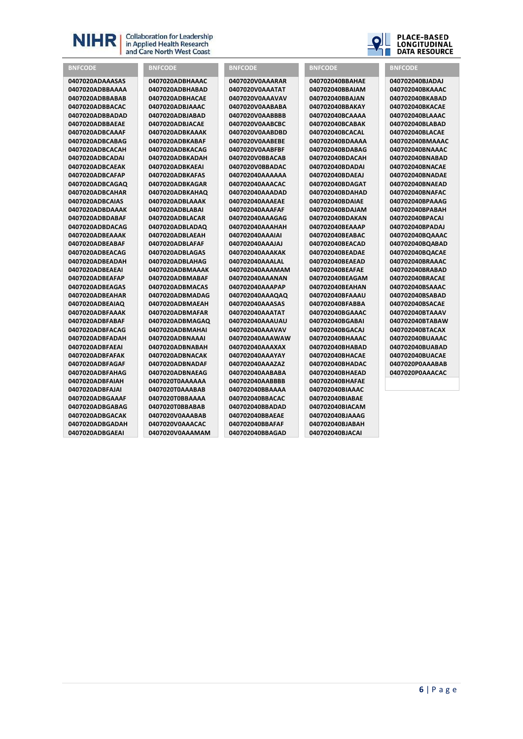| BNFCODE |
| --- |
| 0407020ADAAASAS |
| 0407020ADBBAAAA |
| 0407020ADBBABAB |
| 0407020ADBBACAC |
| 0407020ADBBADAD |
| 0407020ADBBAEAE |
| 0407020ADBCAAAF |
| 0407020ADBCABAG |
| 0407020ADBCACAH |
| 0407020ADBCADAI |
| 0407020ADBCAEAK |
| 0407020ADBCAFAP |
| 0407020ADBCAGAQ |
| 0407020ADBCAHAR |
| 0407020ADBCAIAS |
| 0407020ADBDAAAK |
| 0407020ADBDABAF |
| 0407020ADBDACAG |
| 0407020ADBEAAAK |
| 0407020ADBEABAF |
| 0407020ADBEACAG |
| 0407020ADBEADAH |
| 0407020ADBEAEAI |
| 0407020ADBEAFAP |
| 0407020ADBEAGAS |
| 0407020ADBEAHAR |
| 0407020ADBEAIAQ |
| 0407020ADBFAAAK |
| 0407020ADBFABAF |
| 0407020ADBFACAG |
| 0407020ADBFADAH |
| 0407020ADBFAEAI |
| 0407020ADBFAFAK |
| 0407020ADBFAGAF |
| 0407020ADBFAHAG |
| 0407020ADBFAIAH |
| 0407020ADBFAJAI |
| 0407020ADBGAAAF |
| 0407020ADBGABAG |
| 0407020ADBGACAK |
| 0407020ADBGADAH |
| 0407020ADBGAEAI |

| BNFCODE |
| --- |
| 0407020ADBHAAAC |
| 0407020ADBHABAD |
| 0407020ADBHACAE |
| 0407020ADBJAAAC |
| 0407020ADBJABAD |
| 0407020ADBJACAE |
| 0407020ADBKAAAK |
| 0407020ADBKABAF |
| 0407020ADBKACAG |
| 0407020ADBKADAH |
| 0407020ADBKAEAI |
| 0407020ADBKAFAS |
| 0407020ADBKAGAR |
| 0407020ADBKAHAQ |
| 0407020ADBLAAAK |
| 0407020ADBLABAI |
| 0407020ADBLACAR |
| 0407020ADBLADAQ |
| 0407020ADBLAEAH |
| 0407020ADBLAFAF |
| 0407020ADBLAGAS |
| 0407020ADBLAHAG |
| 0407020ADBMAAAK |
| 0407020ADBMABAF |
| 0407020ADBMACAS |
| 0407020ADBMADAG |
| 0407020ADBMAEAH |
| 0407020ADBMAFAR |
| 0407020ADBMAGAQ |
| 0407020ADBMAHAI |
| 0407020ADBNAAAI |
| 0407020ADBNABAH |
| 0407020ADBNACAK |
| 0407020ADBNADAF |
| 0407020ADBNAEAG |
| 0407020T0AAAAAA |
| 0407020T0AAABAB |
| 0407020T0BBAAAA |
| 0407020T0BBABAB |
| 0407020V0AAABAB |
| 0407020V0AAACAC |
| 0407020V0AAAMAM |

| BNFCODE |
| --- |
| 0407020V0AAARAR |
| 0407020V0AAATAT |
| 0407020V0AAAVAV |
| 0407020V0AABABA |
| 0407020V0AABBBB |
| 0407020V0AABCBC |
| 0407020V0AABDBD |
| 0407020V0AABEBE |
| 0407020V0AABFBF |
| 0407020V0BBACAB |
| 0407020V0BBADAC |
| 040702040AAAAAA |
| 040702040AAACAC |
| 040702040AAADAD |
| 040702040AAAEAE |
| 040702040AAAFAF |
| 040702040AAAGAG |
| 040702040AAAHAH |
| 040702040AAAIAI |
| 040702040AAAJAJ |
| 040702040AAAKAK |
| 040702040AAALAL |
| 040702040AAAMAM |
| 040702040AAANAN |
| 040702040AAAPAP |
| 040702040AAAQAQ |
| 040702040AAASAS |
| 040702040AAATAT |
| 040702040AAAUAU |
| 040702040AAAVAV |
| 040702040AAAWAW |
| 040702040AAAXAX |
| 040702040AAAYAY |
| 040702040AAAZAZ |
| 040702040AABABA |
| 040702040AABBBB |
| 040702040BBAAAA |
| 040702040BBACAC |
| 040702040BBADAD |
| 040702040BBAEAE |
| 040702040BBAFAF |
| 040702040BBAGAD |

| BNFCODE |
| --- |
| 040702040BBAHAE |
| 040702040BBAIAM |
| 040702040BBAJAN |
| 040702040BBAKAY |
| 040702040BCAAAA |
| 040702040BCABAK |
| 040702040BCACAL |
| 040702040BDAAAA |
| 040702040BDABAG |
| 040702040BDACAH |
| 040702040BDADAI |
| 040702040BDAEAJ |
| 040702040BDAGAT |
| 040702040BDAHAD |
| 040702040BDAIAE |
| 040702040BDAJAM |
| 040702040BDAKAN |
| 040702040BEAAAP |
| 040702040BEABAC |
| 040702040BEACAD |
| 040702040BEADAE |
| 040702040BEAEAD |
| 040702040BEAFAE |
| 040702040BEAGAM |
| 040702040BEAHAN |
| 040702040BFAAAU |
| 040702040BFABBA |
| 040702040BGAAAC |
| 040702040BGABAI |
| 040702040BGACAJ |
| 040702040BHAAAC |
| 040702040BHABAD |
| 040702040BHACAE |
| 040702040BHADAC |
| 040702040BHAEAD |
| 040702040BHAFAE |
| 040702040BIAAAC |
| 040702040BIABAE |
| 040702040BIACAM |
| 040702040BJAAAG |
| 040702040BJABAH |
| 040702040BJACAI |

| BNFCODE |
| --- |
| 040702040BJADAJ |
| 040702040BKAAAC |
| 040702040BKABAD |
| 040702040BKACAE |
| 040702040BLAAAC |
| 040702040BLABAD |
| 040702040BLACAE |
| 040702040BMAAAC |
| 040702040BNAAAC |
| 040702040BNABAD |
| 040702040BNACAE |
| 040702040BNADAE |
| 040702040BNAEAD |
| 040702040BNAFAC |
| 040702040BPAAAG |
| 040702040BPABAH |
| 040702040BPACAI |
| 040702040BPADAJ |
| 040702040BQAAAC |
| 040702040BQABAD |
| 040702040BQACAE |
| 040702040BRAAAC |
| 040702040BRABAD |
| 040702040BRACAE |
| 040702040BSAAAC |
| 040702040BSABAD |
| 040702040BSACAE |
| 040702040BTAAAV |
| 040702040BTABAW |
| 040702040BTACAX |
| 040702040BUAAAC |
| 040702040BUABAD |
| 040702040BUACAE |
| 0407020P0AAABAB |
| 0407020P0AAACAC |